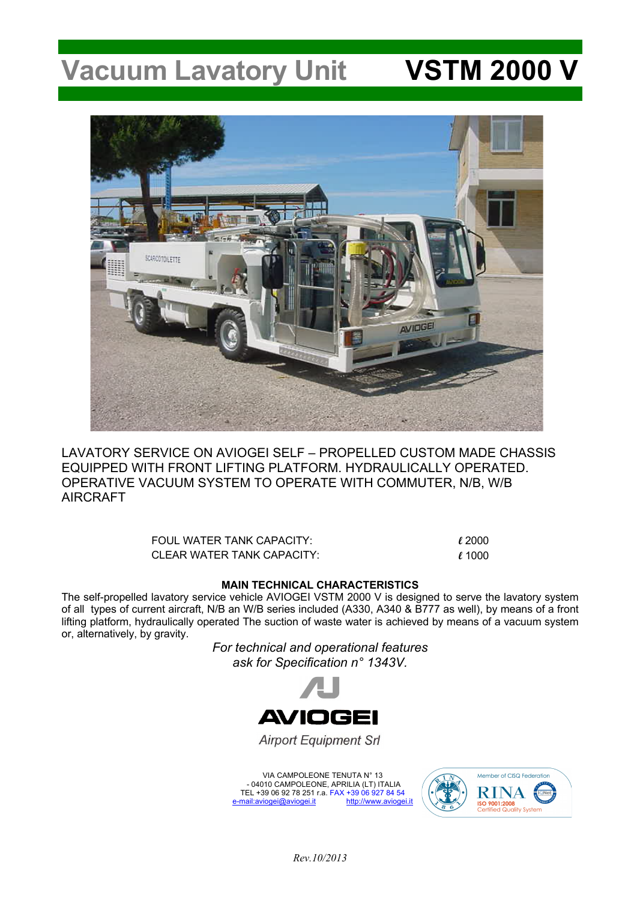# Vacuum Lavatory Unit VSTM 2000 V

LAVATORY SERVICE ON AVIOGEI SELF – PROPELLED CUSTOM MADE CHASSIS EQUIPPED WITH FRONT LIFTING PLATFORM. HYDRAULICALLY OPERATED. OPERATIVE VACUUM SYSTEM TO OPERATE WITH COMMUTER, N/B, W/B AIRCRAFT

| | |
|---|---|
| FOUL WATER TANK CAPACITY: | ℓ 2000 |
| CLEAR WATER TANK CAPACITY: | ℓ 1000 |

**MAIN TECHNICAL CHARACTERISTICS**

The self-propelled lavatory service vehicle AVIOGEI VSTM 2000 V is designed to serve the lavatory system of all types of current aircraft, N/B an W/B series included (A330, A340 & B777 as well), by means of a front lifting platform, hydraulically operated The suction of waste water is achieved by means of a vacuum system or, alternatively, by gravity.

*For technical and operational features ask for Specification n° 1343V.*

AVIOGEI

*Airport Equipment Srl*

VIA CAMPOLEONE TENUTA N° 13
- 04010 CAMPOLEONE, APRILIA (LT) ITALIA
TEL +39 06 92 78 251 r.a. FAX +39 06 927 84 54
e-mail:aviogei@aviogei.it http://www.aviogei.it

Member of CISQ Federation
RINA
ISO 9001:2008
Certified Quality System

*Rev.10/2013*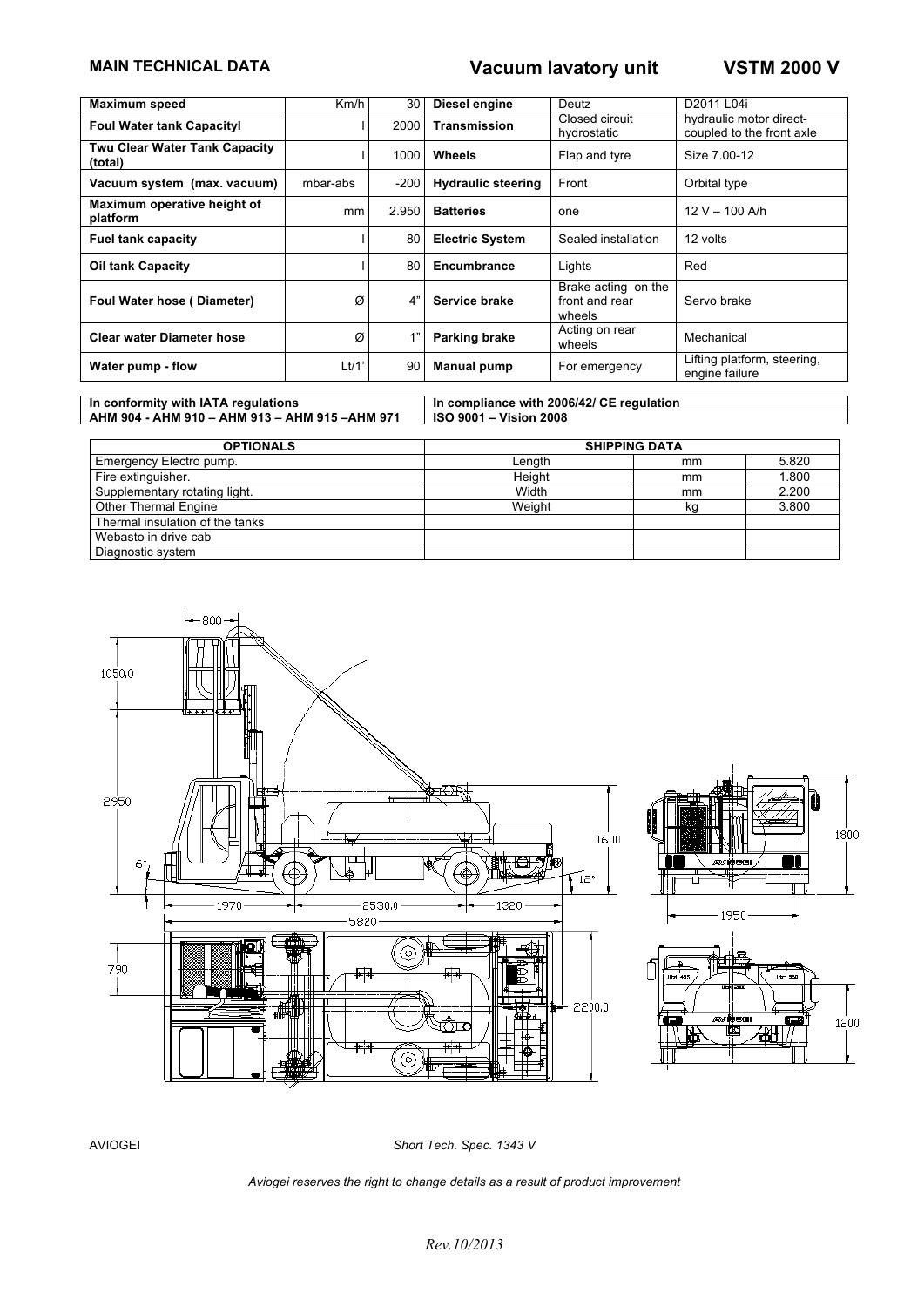## MAIN TECHNICAL DATA — Vacuum lavatory unit — VSTM 2000 V

| | | | | | |
|---|---|---|---|---|---|
| **Maximum speed** | Km/h | 30 | **Diesel engine** | Deutz | D2011 L04i |
| **Foul Water tank Capacityl** | l | 2000 | **Transmission** | Closed circuit hydrostatic | hydraulic motor direct-coupled to the front axle |
| **Twu Clear Water Tank Capacity (total)** | l | 1000 | **Wheels** | Flap and tyre | Size 7.00-12 |
| **Vacuum system (max. vacuum)** | mbar-abs | -200 | **Hydraulic steering** | Front | Orbital type |
| **Maximum operative height of platform** | mm | 2.950 | **Batteries** | one | 12 V – 100 A/h |
| **Fuel tank capacity** | l | 80 | **Electric System** | Sealed installation | 12 volts |
| **Oil tank Capacity** | l | 80 | **Encumbrance** | Lights | Red |
| **Foul Water hose ( Diameter)** | Ø | 4" | **Service brake** | Brake acting on the front and rear wheels | Servo brake |
| **Clear water Diameter hose** | Ø | 1" | **Parking brake** | Acting on rear wheels | Mechanical |
| **Water pump - flow** | Lt/1' | 90 | **Manual pump** | For emergency | Lifting platform, steering, engine failure |

| | |
|---|---|
| **In conformity with IATA regulations** | **In compliance with 2006/42/ CE regulation** |
| **AHM 904 - AHM 910 – AHM 913 – AHM 915 –AHM 971** | **ISO 9001 – Vision 2008** |

| OPTIONALS | SHIPPING DATA | | |
|---|---|---|---|
| Emergency Electro pump. | Length | mm | 5.820 |
| Fire extinguisher. | Height | mm | 1.800 |
| Supplementary rotating light. | Width | mm | 2.200 |
| Other Thermal Engine | Weight | kg | 3.800 |
| Thermal insulation of the tanks | | | |
| Webasto in drive cab | | | |
| Diagnostic system | | | |

800
1050,0
2950
1600
6°
12°
1970
2530,0
1320
5820
790
2200,0
1800
1950
1200

AVIOGEI

*Short Tech. Spec. 1343 V*

*Aviogei reserves the right to change details as a result of product improvement*

*Rev.10/2013*